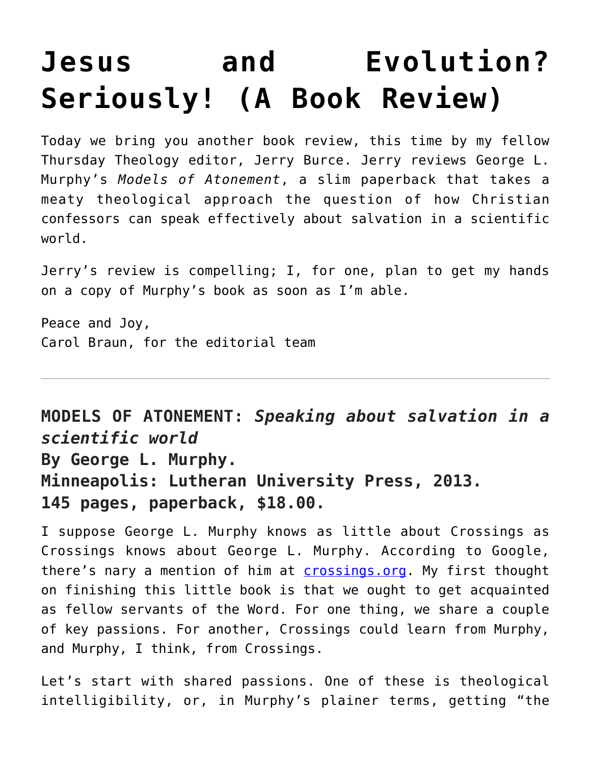# Jesus and Evolution? Seriously! (A Book Review)

Today we bring you another book review, this time by my fellow Thursday Theology editor, Jerry Burce. Jerry reviews George L. Murphy's *Models of Atonement*, a slim paperback that takes a meaty theological approach the question of how Christian confessors can speak effectively about salvation in a scientific world.

Jerry's review is compelling; I, for one, plan to get my hands on a copy of Murphy's book as soon as I'm able.

Peace and Joy,
Carol Braun, for the editorial team

---

**MODELS OF ATONEMENT:** ***Speaking about salvation in a scientific world***
**By George L. Murphy.**
**Minneapolis: Lutheran University Press, 2013.**
**145 pages, paperback, $18.00.**

I suppose George L. Murphy knows as little about Crossings as Crossings knows about George L. Murphy. According to Google, there's nary a mention of him at [crossings.org](crossings.org). My first thought on finishing this little book is that we ought to get acquainted as fellow servants of the Word. For one thing, we share a couple of key passions. For another, Crossings could learn from Murphy, and Murphy, I think, from Crossings.

Let's start with shared passions. One of these is theological intelligibility, or, in Murphy's plainer terms, getting "the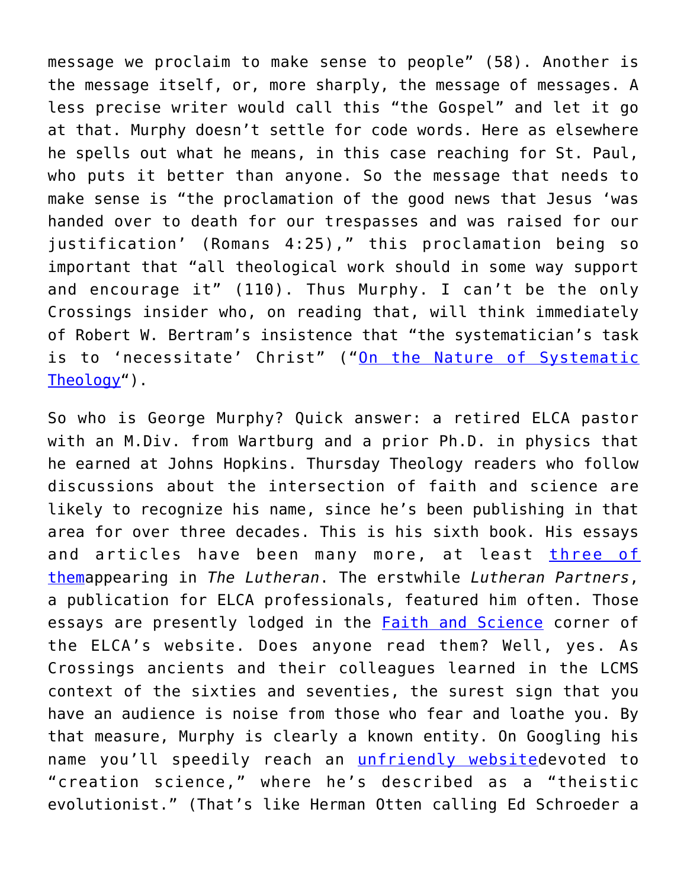message we proclaim to make sense to people" (58). Another is the message itself, or, more sharply, the message of messages. A less precise writer would call this "the Gospel" and let it go at that. Murphy doesn't settle for code words. Here as elsewhere he spells out what he means, in this case reaching for St. Paul, who puts it better than anyone. So the message that needs to make sense is "the proclamation of the good news that Jesus 'was handed over to death for our trespasses and was raised for our justification' (Romans 4:25)," this proclamation being so important that "all theological work should in some way support and encourage it" (110). Thus Murphy. I can't be the only Crossings insider who, on reading that, will think immediately of Robert W. Bertram's insistence that "the systematician's task is to 'necessitate' Christ" ("On the Nature of Systematic Theology").

So who is George Murphy? Quick answer: a retired ELCA pastor with an M.Div. from Wartburg and a prior Ph.D. in physics that he earned at Johns Hopkins. Thursday Theology readers who follow discussions about the intersection of faith and science are likely to recognize his name, since he's been publishing in that area for over three decades. This is his sixth book. His essays and articles have been many more, at least three of themappearing in *The Lutheran*. The erstwhile *Lutheran Partners*, a publication for ELCA professionals, featured him often. Those essays are presently lodged in the Faith and Science corner of the ELCA's website. Does anyone read them? Well, yes. As Crossings ancients and their colleagues learned in the LCMS context of the sixties and seventies, the surest sign that you have an audience is noise from those who fear and loathe you. By that measure, Murphy is clearly a known entity. On Googling his name you'll speedily reach an unfriendly websitedevoted to "creation science," where he's described as a "theistic evolutionist." (That's like Herman Otten calling Ed Schroeder a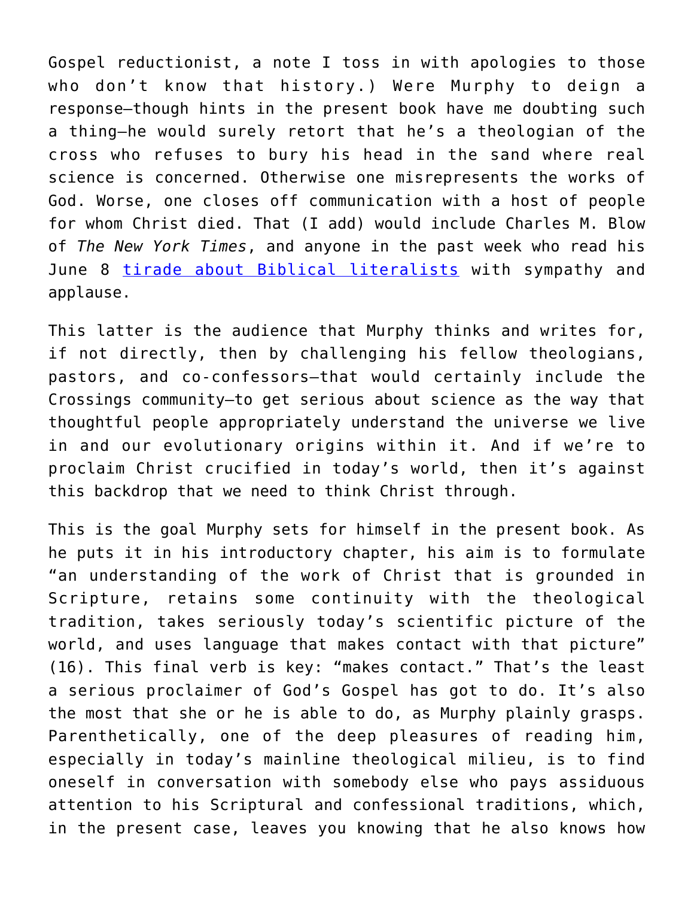Gospel reductionist, a note I toss in with apologies to those who don't know that history.) Were Murphy to deign a response—though hints in the present book have me doubting such a thing—he would surely retort that he's a theologian of the cross who refuses to bury his head in the sand where real science is concerned. Otherwise one misrepresents the works of God. Worse, one closes off communication with a host of people for whom Christ died. That (I add) would include Charles M. Blow of *The New York Times*, and anyone in the past week who read his June 8 [tirade about Biblical literalists]() with sympathy and applause.

This latter is the audience that Murphy thinks and writes for, if not directly, then by challenging his fellow theologians, pastors, and co-confessors—that would certainly include the Crossings community—to get serious about science as the way that thoughtful people appropriately understand the universe we live in and our evolutionary origins within it. And if we're to proclaim Christ crucified in today's world, then it's against this backdrop that we need to think Christ through.

This is the goal Murphy sets for himself in the present book. As he puts it in his introductory chapter, his aim is to formulate "an understanding of the work of Christ that is grounded in Scripture, retains some continuity with the theological tradition, takes seriously today's scientific picture of the world, and uses language that makes contact with that picture" (16). This final verb is key: "makes contact." That's the least a serious proclaimer of God's Gospel has got to do. It's also the most that she or he is able to do, as Murphy plainly grasps. Parenthetically, one of the deep pleasures of reading him, especially in today's mainline theological milieu, is to find oneself in conversation with somebody else who pays assiduous attention to his Scriptural and confessional traditions, which, in the present case, leaves you knowing that he also knows how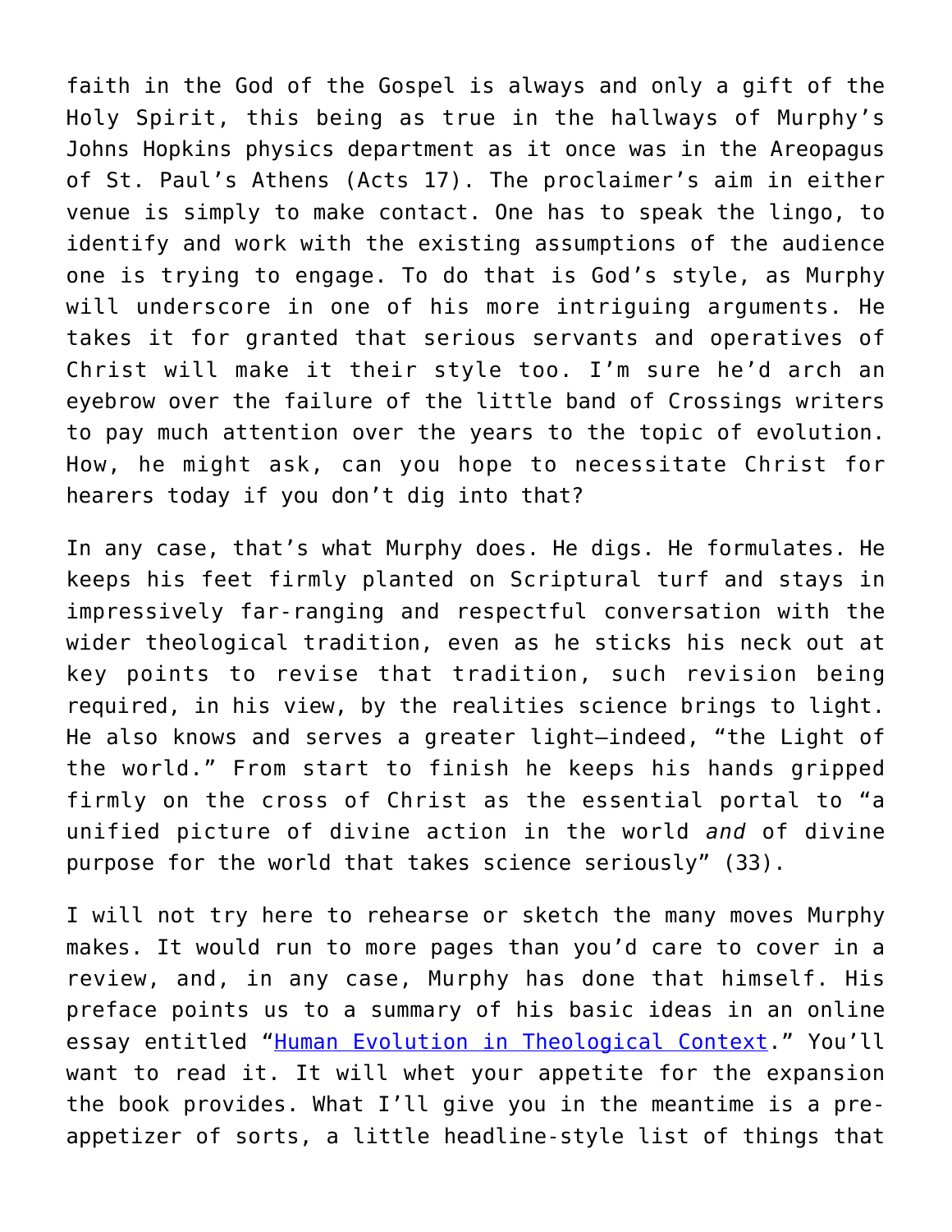faith in the God of the Gospel is always and only a gift of the Holy Spirit, this being as true in the hallways of Murphy's Johns Hopkins physics department as it once was in the Areopagus of St. Paul's Athens (Acts 17). The proclaimer's aim in either venue is simply to make contact. One has to speak the lingo, to identify and work with the existing assumptions of the audience one is trying to engage. To do that is God's style, as Murphy will underscore in one of his more intriguing arguments. He takes it for granted that serious servants and operatives of Christ will make it their style too. I'm sure he'd arch an eyebrow over the failure of the little band of Crossings writers to pay much attention over the years to the topic of evolution. How, he might ask, can you hope to necessitate Christ for hearers today if you don't dig into that?

In any case, that's what Murphy does. He digs. He formulates. He keeps his feet firmly planted on Scriptural turf and stays in impressively far-ranging and respectful conversation with the wider theological tradition, even as he sticks his neck out at key points to revise that tradition, such revision being required, in his view, by the realities science brings to light. He also knows and serves a greater light—indeed, "the Light of the world." From start to finish he keeps his hands gripped firmly on the cross of Christ as the essential portal to "a unified picture of divine action in the world *and* of divine purpose for the world that takes science seriously" (33).

I will not try here to rehearse or sketch the many moves Murphy makes. It would run to more pages than you'd care to cover in a review, and, in any case, Murphy has done that himself. His preface points us to a summary of his basic ideas in an online essay entitled "[Human Evolution in Theological Context](Human Evolution in Theological Context)." You'll want to read it. It will whet your appetite for the expansion the book provides. What I'll give you in the meantime is a pre-appetizer of sorts, a little headline-style list of things that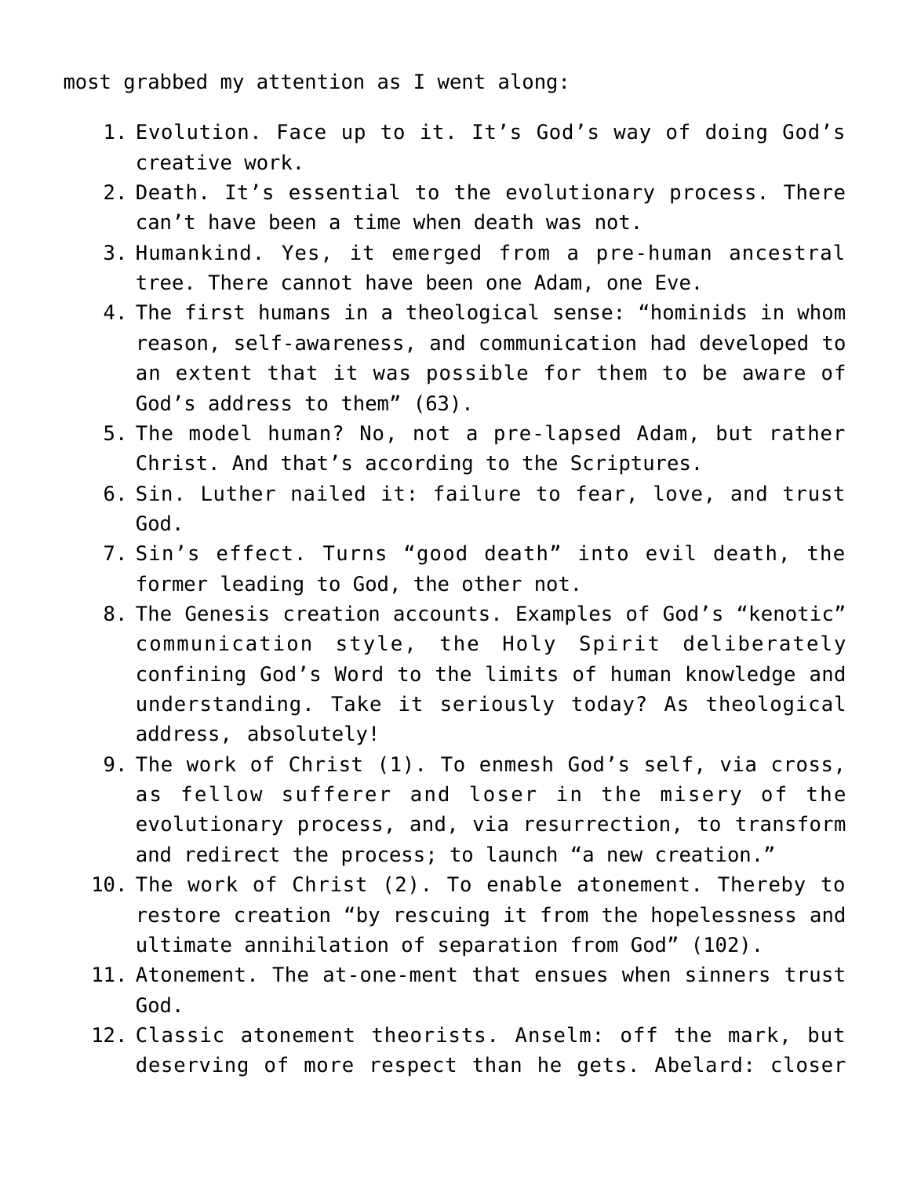most grabbed my attention as I went along:

1. Evolution. Face up to it. It's God's way of doing God's creative work.
2. Death. It's essential to the evolutionary process. There can't have been a time when death was not.
3. Humankind. Yes, it emerged from a pre-human ancestral tree. There cannot have been one Adam, one Eve.
4. The first humans in a theological sense: "hominids in whom reason, self-awareness, and communication had developed to an extent that it was possible for them to be aware of God's address to them" (63).
5. The model human? No, not a pre-lapsed Adam, but rather Christ. And that's according to the Scriptures.
6. Sin. Luther nailed it: failure to fear, love, and trust God.
7. Sin's effect. Turns "good death" into evil death, the former leading to God, the other not.
8. The Genesis creation accounts. Examples of God's "kenotic" communication style, the Holy Spirit deliberately confining God's Word to the limits of human knowledge and understanding. Take it seriously today? As theological address, absolutely!
9. The work of Christ (1). To enmesh God's self, via cross, as fellow sufferer and loser in the misery of the evolutionary process, and, via resurrection, to transform and redirect the process; to launch "a new creation."
10. The work of Christ (2). To enable atonement. Thereby to restore creation "by rescuing it from the hopelessness and ultimate annihilation of separation from God" (102).
11. Atonement. The at-one-ment that ensues when sinners trust God.
12. Classic atonement theorists. Anselm: off the mark, but deserving of more respect than he gets. Abelard: closer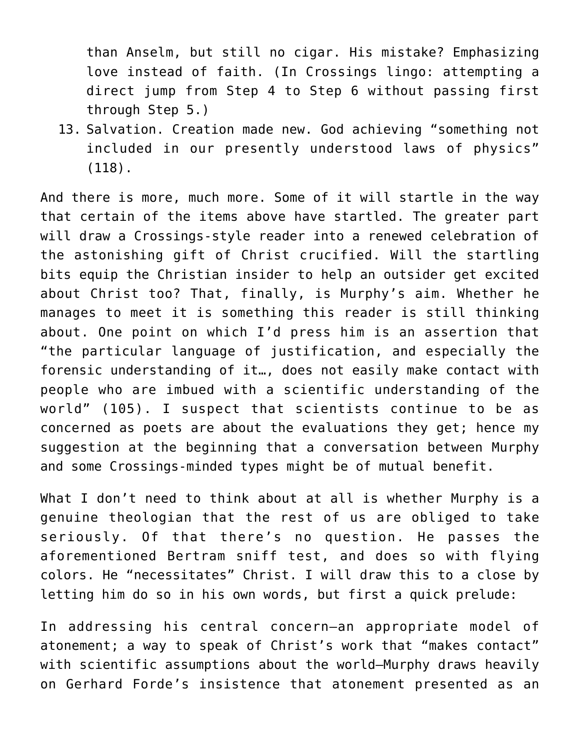than Anselm, but still no cigar. His mistake? Emphasizing love instead of faith. (In Crossings lingo: attempting a direct jump from Step 4 to Step 6 without passing first through Step 5.)

13. Salvation. Creation made new. God achieving "something not included in our presently understood laws of physics" (118).

And there is more, much more. Some of it will startle in the way that certain of the items above have startled. The greater part will draw a Crossings-style reader into a renewed celebration of the astonishing gift of Christ crucified. Will the startling bits equip the Christian insider to help an outsider get excited about Christ too? That, finally, is Murphy's aim. Whether he manages to meet it is something this reader is still thinking about. One point on which I'd press him is an assertion that "the particular language of justification, and especially the forensic understanding of it…, does not easily make contact with people who are imbued with a scientific understanding of the world" (105). I suspect that scientists continue to be as concerned as poets are about the evaluations they get; hence my suggestion at the beginning that a conversation between Murphy and some Crossings-minded types might be of mutual benefit.

What I don't need to think about at all is whether Murphy is a genuine theologian that the rest of us are obliged to take seriously. Of that there's no question. He passes the aforementioned Bertram sniff test, and does so with flying colors. He "necessitates" Christ. I will draw this to a close by letting him do so in his own words, but first a quick prelude:

In addressing his central concern—an appropriate model of atonement; a way to speak of Christ's work that "makes contact" with scientific assumptions about the world—Murphy draws heavily on Gerhard Forde's insistence that atonement presented as an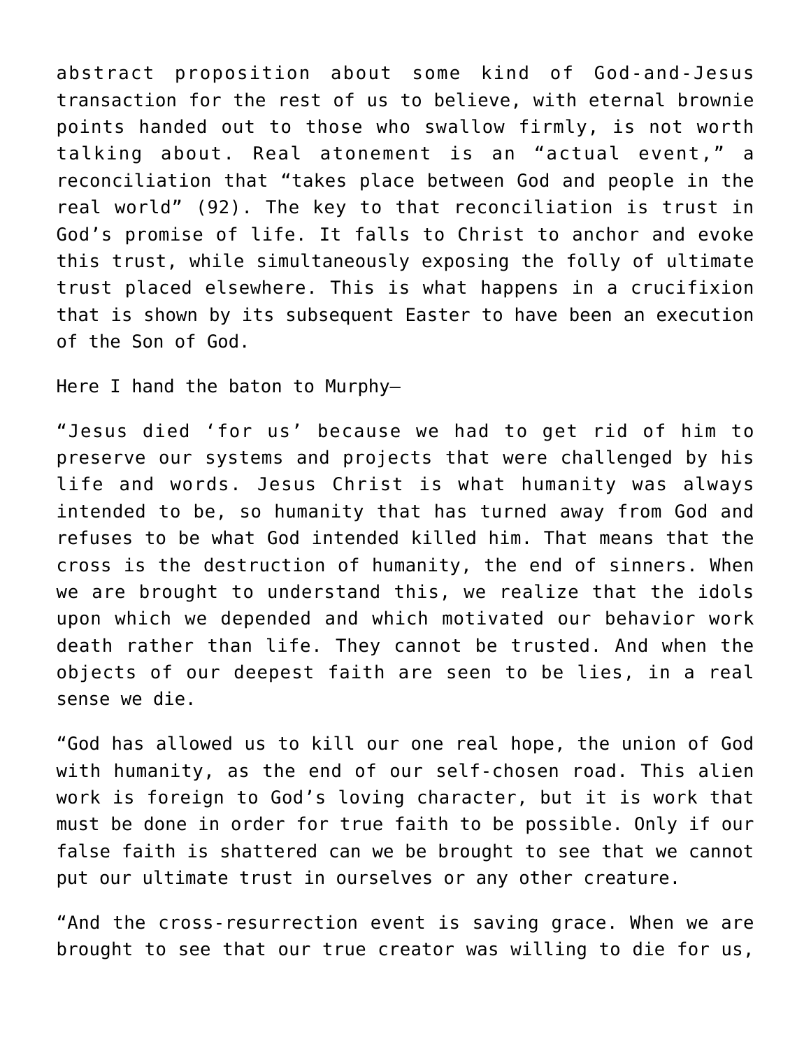abstract proposition about some kind of God-and-Jesus transaction for the rest of us to believe, with eternal brownie points handed out to those who swallow firmly, is not worth talking about. Real atonement is an "actual event," a reconciliation that "takes place between God and people in the real world" (92). The key to that reconciliation is trust in God's promise of life. It falls to Christ to anchor and evoke this trust, while simultaneously exposing the folly of ultimate trust placed elsewhere. This is what happens in a crucifixion that is shown by its subsequent Easter to have been an execution of the Son of God.

Here I hand the baton to Murphy—

"Jesus died 'for us' because we had to get rid of him to preserve our systems and projects that were challenged by his life and words. Jesus Christ is what humanity was always intended to be, so humanity that has turned away from God and refuses to be what God intended killed him. That means that the cross is the destruction of humanity, the end of sinners. When we are brought to understand this, we realize that the idols upon which we depended and which motivated our behavior work death rather than life. They cannot be trusted. And when the objects of our deepest faith are seen to be lies, in a real sense we die.

"God has allowed us to kill our one real hope, the union of God with humanity, as the end of our self-chosen road. This alien work is foreign to God's loving character, but it is work that must be done in order for true faith to be possible. Only if our false faith is shattered can we be brought to see that we cannot put our ultimate trust in ourselves or any other creature.

"And the cross-resurrection event is saving grace. When we are brought to see that our true creator was willing to die for us,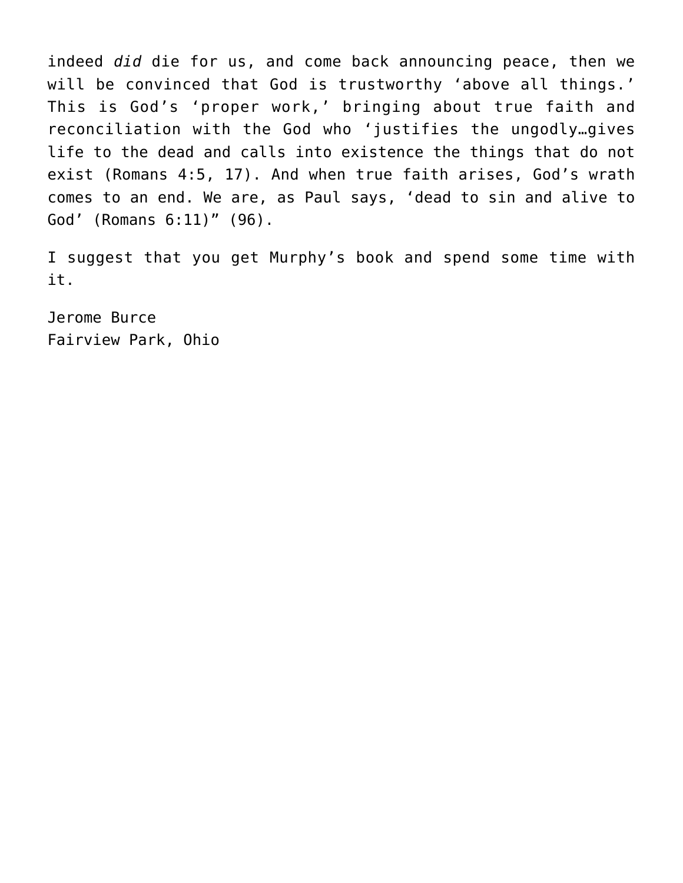indeed *did* die for us, and come back announcing peace, then we will be convinced that God is trustworthy 'above all things.' This is God's 'proper work,' bringing about true faith and reconciliation with the God who 'justifies the ungodly…gives life to the dead and calls into existence the things that do not exist (Romans 4:5, 17). And when true faith arises, God's wrath comes to an end. We are, as Paul says, 'dead to sin and alive to God' (Romans 6:11)" (96).

I suggest that you get Murphy's book and spend some time with it.

Jerome Burce
Fairview Park, Ohio